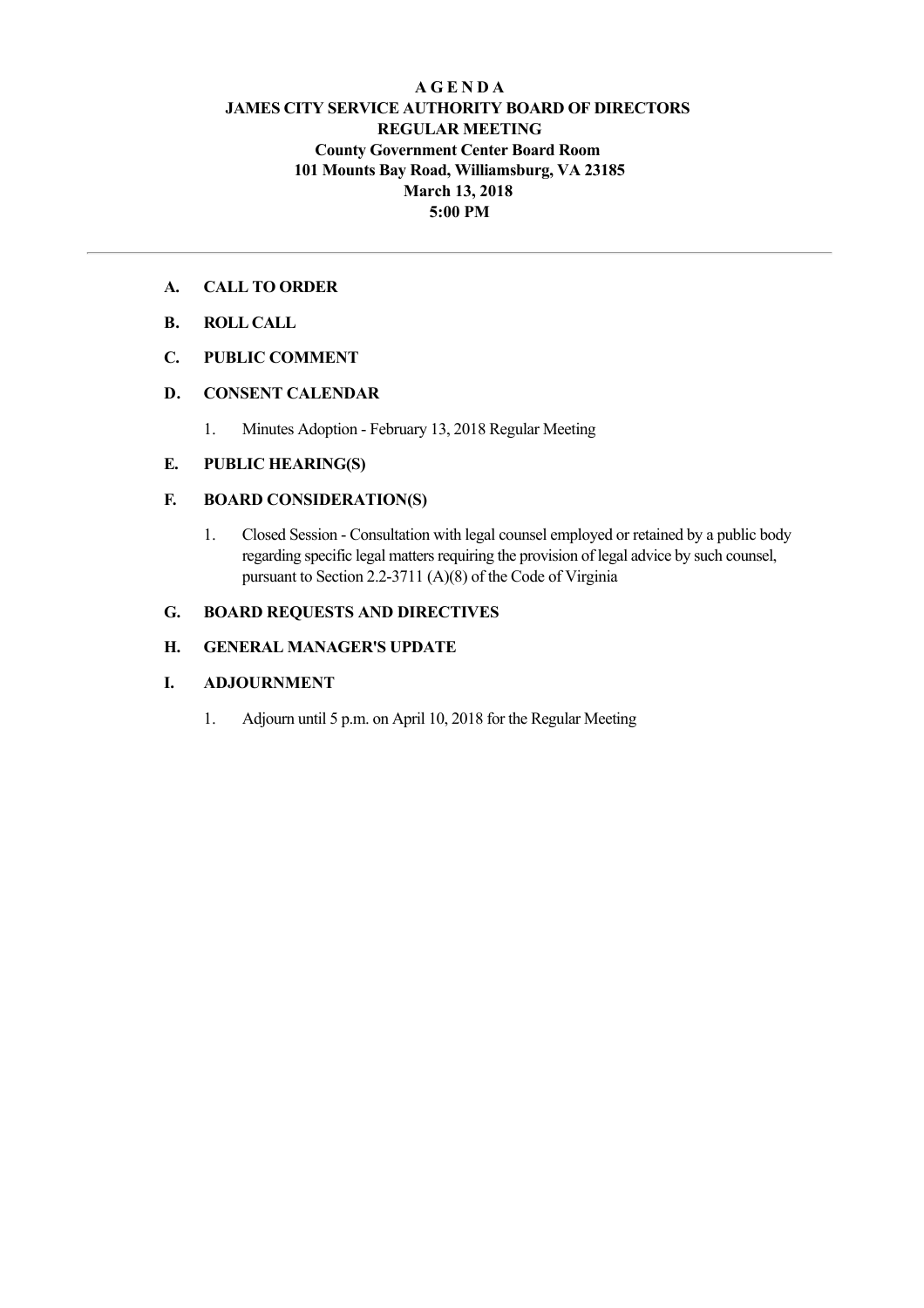# A G E N D A
## JAMES CITY SERVICE AUTHORITY BOARD OF DIRECTORS
## REGULAR MEETING
**County Government Center Board Room**
**101 Mounts Bay Road, Williamsburg, VA 23185**
**March 13, 2018**
**5:00 PM**

---

**A. CALL TO ORDER**

**B. ROLL CALL**

**C. PUBLIC COMMENT**

**D. CONSENT CALENDAR**

1. Minutes Adoption - February 13, 2018 Regular Meeting

**E. PUBLIC HEARING(S)**

**F. BOARD CONSIDERATION(S)**

1. Closed Session - Consultation with legal counsel employed or retained by a public body regarding specific legal matters requiring the provision of legal advice by such counsel, pursuant to Section 2.2-3711 (A)(8) of the Code of Virginia

**G. BOARD REQUESTS AND DIRECTIVES**

**H. GENERAL MANAGER'S UPDATE**

**I. ADJOURNMENT**

1. Adjourn until 5 p.m. on April 10, 2018 for the Regular Meeting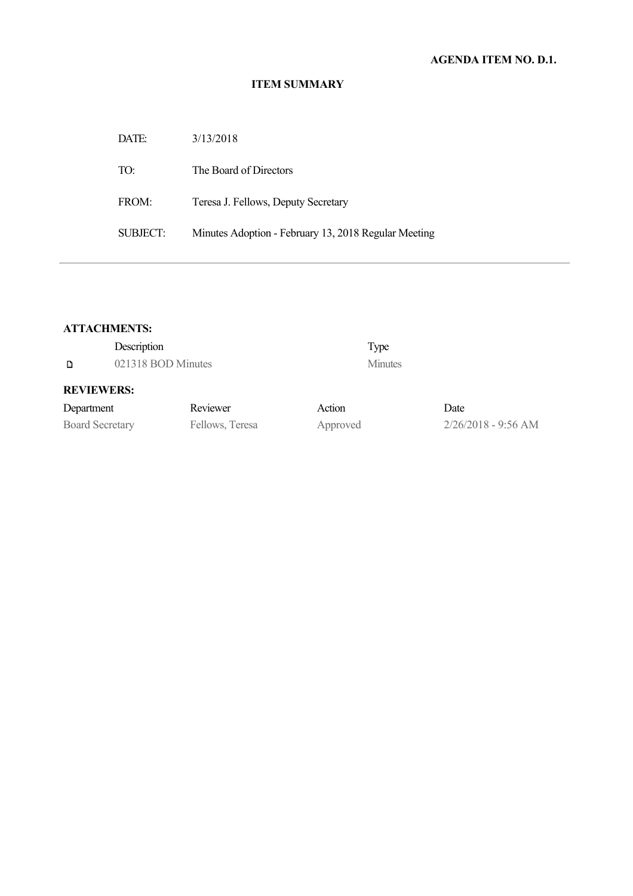**AGENDA ITEM NO. D.1.**

**ITEM SUMMARY**

| | |
|---|---|
| DATE: | 3/13/2018 |
| TO: | The Board of Directors |
| FROM: | Teresa J. Fellows, Deputy Secretary |
| SUBJECT: | Minutes Adoption - February 13, 2018 Regular Meeting |

---

**ATTACHMENTS:**

| Description | Type |
|---|---|
| 021318 BOD Minutes | Minutes |

**REVIEWERS:**

| Department | Reviewer | Action | Date |
|---|---|---|---|
| Board Secretary | Fellows, Teresa | Approved | 2/26/2018 - 9:56 AM |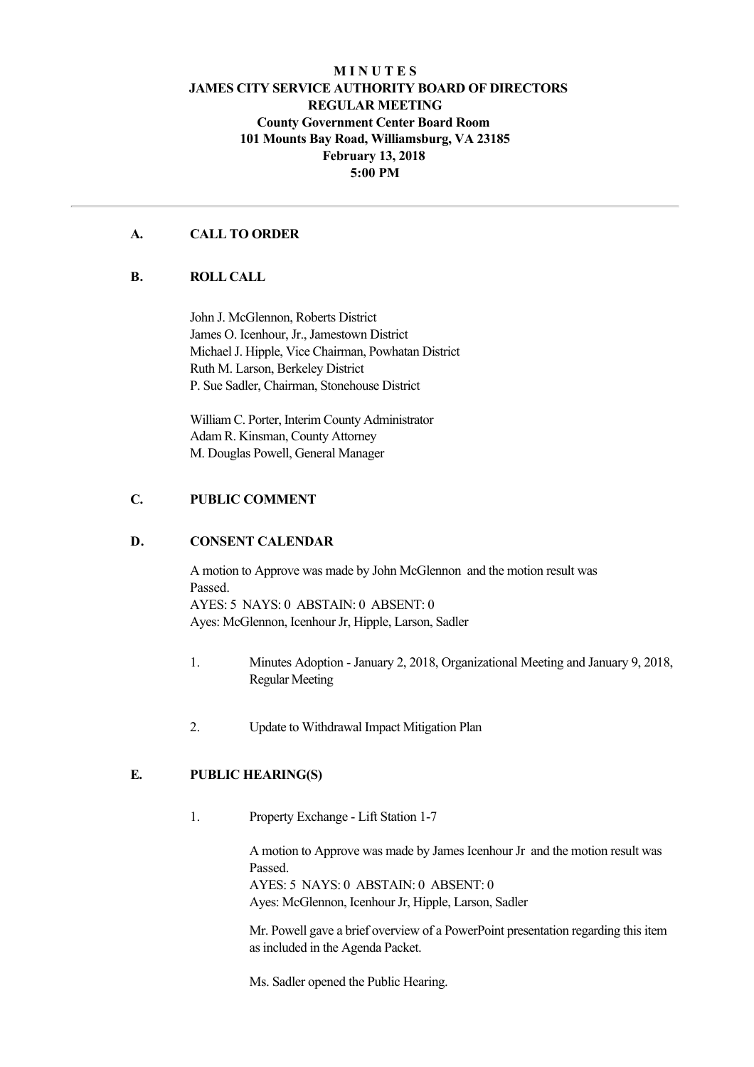**M I N U T E S**
**JAMES CITY SERVICE AUTHORITY BOARD OF DIRECTORS**
**REGULAR MEETING**
**County Government Center Board Room**
**101 Mounts Bay Road, Williamsburg, VA 23185**
**February 13, 2018**
**5:00 PM**

---

## A. CALL TO ORDER

## B. ROLL CALL

John J. McGlennon, Roberts District
James O. Icenhour, Jr., Jamestown District
Michael J. Hipple, Vice Chairman, Powhatan District
Ruth M. Larson, Berkeley District
P. Sue Sadler, Chairman, Stonehouse District

William C. Porter, Interim County Administrator
Adam R. Kinsman, County Attorney
M. Douglas Powell, General Manager

## C. PUBLIC COMMENT

## D. CONSENT CALENDAR

A motion to Approve was made by John McGlennon and the motion result was Passed.
AYES: 5 NAYS: 0 ABSTAIN: 0 ABSENT: 0
Ayes: McGlennon, Icenhour Jr, Hipple, Larson, Sadler

1. Minutes Adoption - January 2, 2018, Organizational Meeting and January 9, 2018, Regular Meeting

2. Update to Withdrawal Impact Mitigation Plan

## E. PUBLIC HEARING(S)

1. Property Exchange - Lift Station 1-7

   A motion to Approve was made by James Icenhour Jr and the motion result was Passed.
   AYES: 5 NAYS: 0 ABSTAIN: 0 ABSENT: 0
   Ayes: McGlennon, Icenhour Jr, Hipple, Larson, Sadler

   Mr. Powell gave a brief overview of a PowerPoint presentation regarding this item as included in the Agenda Packet.

   Ms. Sadler opened the Public Hearing.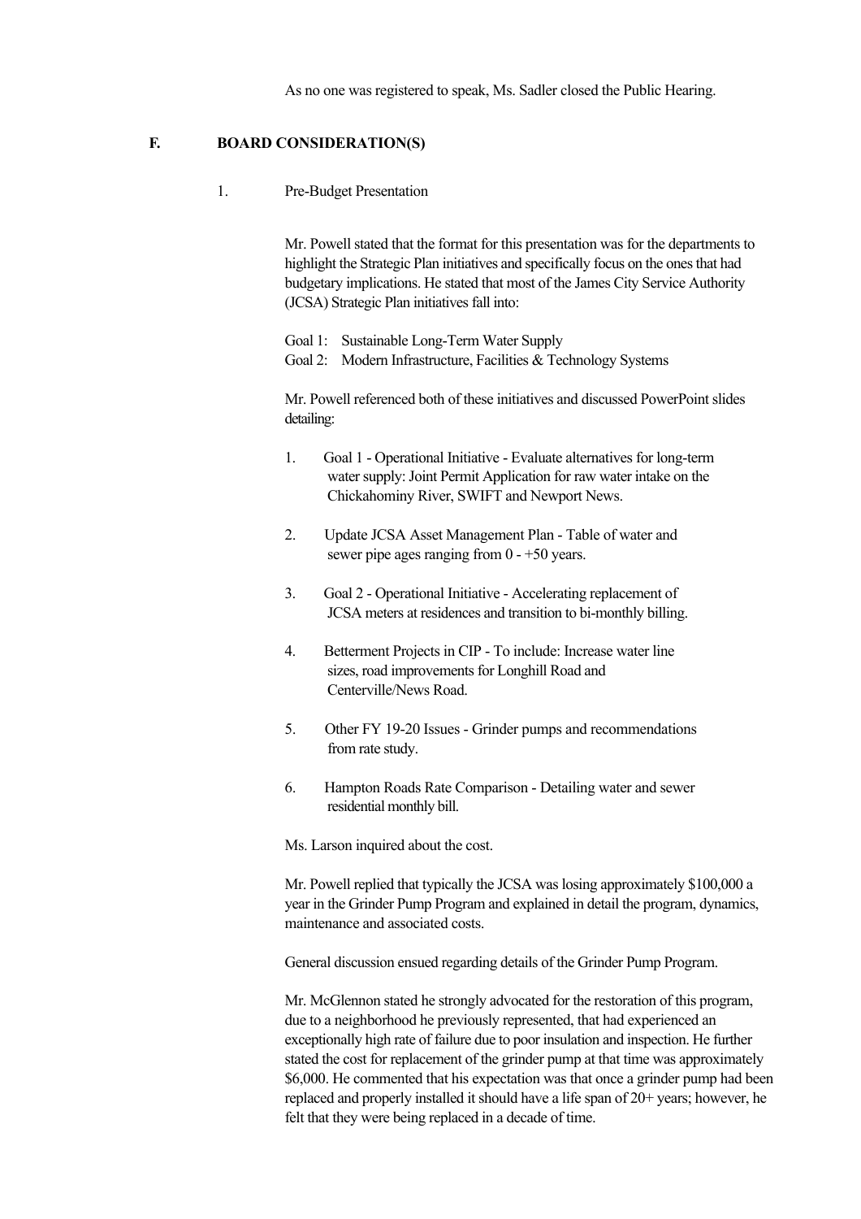As no one was registered to speak, Ms. Sadler closed the Public Hearing.

## F. BOARD CONSIDERATION(S)

1. Pre-Budget Presentation

Mr. Powell stated that the format for this presentation was for the departments to highlight the Strategic Plan initiatives and specifically focus on the ones that had budgetary implications. He stated that most of the James City Service Authority (JCSA) Strategic Plan initiatives fall into:

Goal 1: Sustainable Long-Term Water Supply
Goal 2: Modern Infrastructure, Facilities & Technology Systems

Mr. Powell referenced both of these initiatives and discussed PowerPoint slides detailing:

1. Goal 1 - Operational Initiative - Evaluate alternatives for long-term water supply: Joint Permit Application for raw water intake on the Chickahominy River, SWIFT and Newport News.

2. Update JCSA Asset Management Plan - Table of water and sewer pipe ages ranging from 0 - +50 years.

3. Goal 2 - Operational Initiative - Accelerating replacement of JCSA meters at residences and transition to bi-monthly billing.

4. Betterment Projects in CIP - To include: Increase water line sizes, road improvements for Longhill Road and Centerville/News Road.

5. Other FY 19-20 Issues - Grinder pumps and recommendations from rate study.

6. Hampton Roads Rate Comparison - Detailing water and sewer residential monthly bill.

Ms. Larson inquired about the cost.

Mr. Powell replied that typically the JCSA was losing approximately $100,000 a year in the Grinder Pump Program and explained in detail the program, dynamics, maintenance and associated costs.

General discussion ensued regarding details of the Grinder Pump Program.

Mr. McGlennon stated he strongly advocated for the restoration of this program, due to a neighborhood he previously represented, that had experienced an exceptionally high rate of failure due to poor insulation and inspection. He further stated the cost for replacement of the grinder pump at that time was approximately $6,000. He commented that his expectation was that once a grinder pump had been replaced and properly installed it should have a life span of 20+ years; however, he felt that they were being replaced in a decade of time.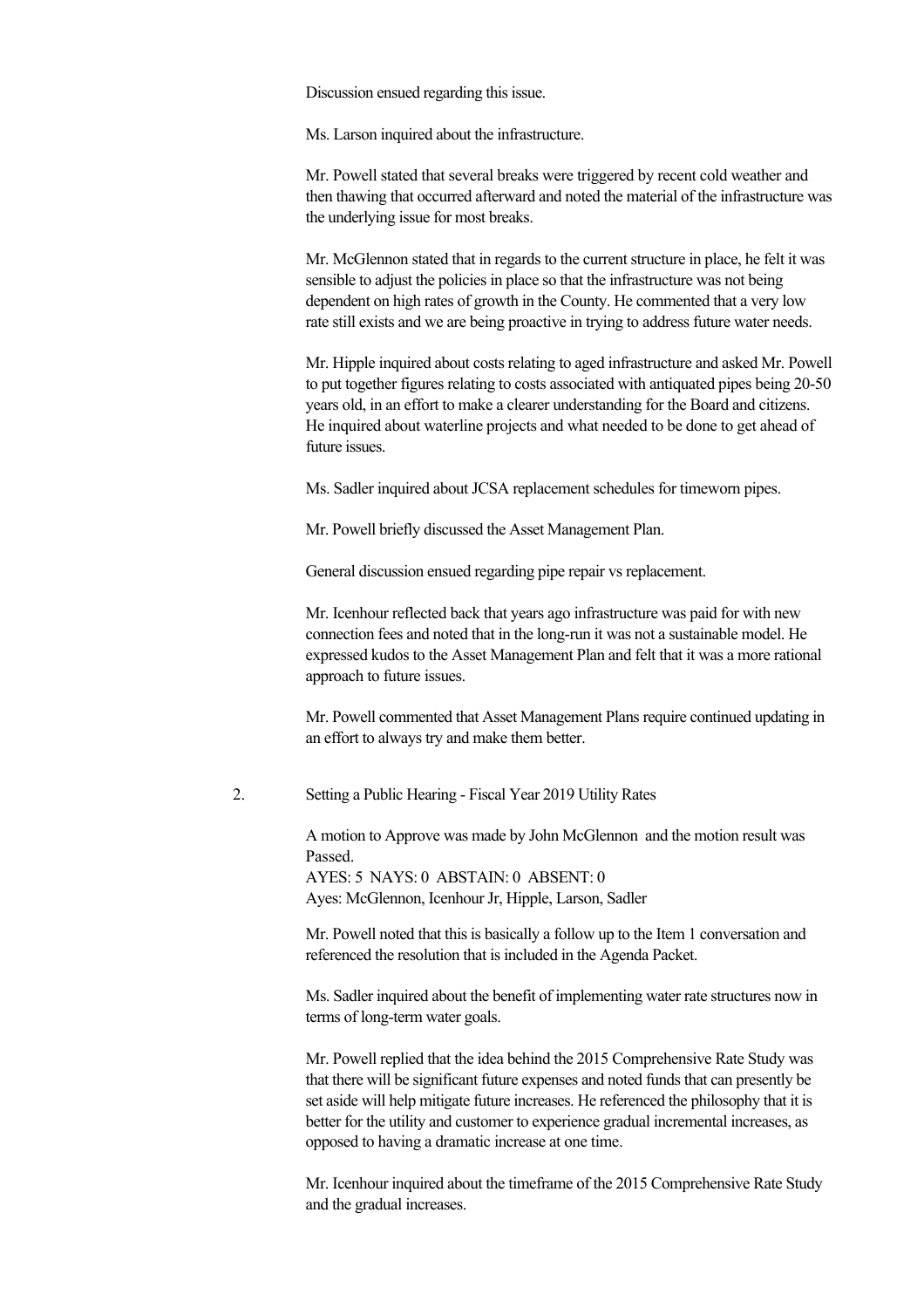Discussion ensued regarding this issue.

Ms. Larson inquired about the infrastructure.

Mr. Powell stated that several breaks were triggered by recent cold weather and then thawing that occurred afterward and noted the material of the infrastructure was the underlying issue for most breaks.

Mr. McGlennon stated that in regards to the current structure in place, he felt it was sensible to adjust the policies in place so that the infrastructure was not being dependent on high rates of growth in the County. He commented that a very low rate still exists and we are being proactive in trying to address future water needs.

Mr. Hipple inquired about costs relating to aged infrastructure and asked Mr. Powell to put together figures relating to costs associated with antiquated pipes being 20-50 years old, in an effort to make a clearer understanding for the Board and citizens. He inquired about waterline projects and what needed to be done to get ahead of future issues.

Ms. Sadler inquired about JCSA replacement schedules for timeworn pipes.

Mr. Powell briefly discussed the Asset Management Plan.

General discussion ensued regarding pipe repair vs replacement.

Mr. Icenhour reflected back that years ago infrastructure was paid for with new connection fees and noted that in the long-run it was not a sustainable model. He expressed kudos to the Asset Management Plan and felt that it was a more rational approach to future issues.

Mr. Powell commented that Asset Management Plans require continued updating in an effort to always try and make them better.

2. Setting a Public Hearing - Fiscal Year 2019 Utility Rates

A motion to Approve was made by John McGlennon and the motion result was Passed.
AYES: 5 NAYS: 0 ABSTAIN: 0 ABSENT: 0
Ayes: McGlennon, Icenhour Jr, Hipple, Larson, Sadler

Mr. Powell noted that this is basically a follow up to the Item 1 conversation and referenced the resolution that is included in the Agenda Packet.

Ms. Sadler inquired about the benefit of implementing water rate structures now in terms of long-term water goals.

Mr. Powell replied that the idea behind the 2015 Comprehensive Rate Study was that there will be significant future expenses and noted funds that can presently be set aside will help mitigate future increases. He referenced the philosophy that it is better for the utility and customer to experience gradual incremental increases, as opposed to having a dramatic increase at one time.

Mr. Icenhour inquired about the timeframe of the 2015 Comprehensive Rate Study and the gradual increases.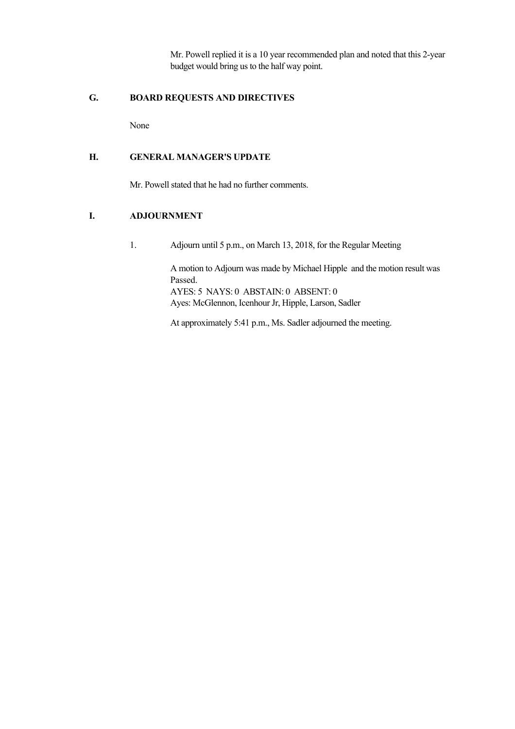Mr. Powell replied it is a 10 year recommended plan and noted that this 2-year budget would bring us to the half way point.

## G. BOARD REQUESTS AND DIRECTIVES

None

## H. GENERAL MANAGER'S UPDATE

Mr. Powell stated that he had no further comments.

## I. ADJOURNMENT

1. Adjourn until 5 p.m., on March 13, 2018, for the Regular Meeting

   A motion to Adjourn was made by Michael Hipple and the motion result was Passed.
   AYES: 5 NAYS: 0 ABSTAIN: 0 ABSENT: 0
   Ayes: McGlennon, Icenhour Jr, Hipple, Larson, Sadler

   At approximately 5:41 p.m., Ms. Sadler adjourned the meeting.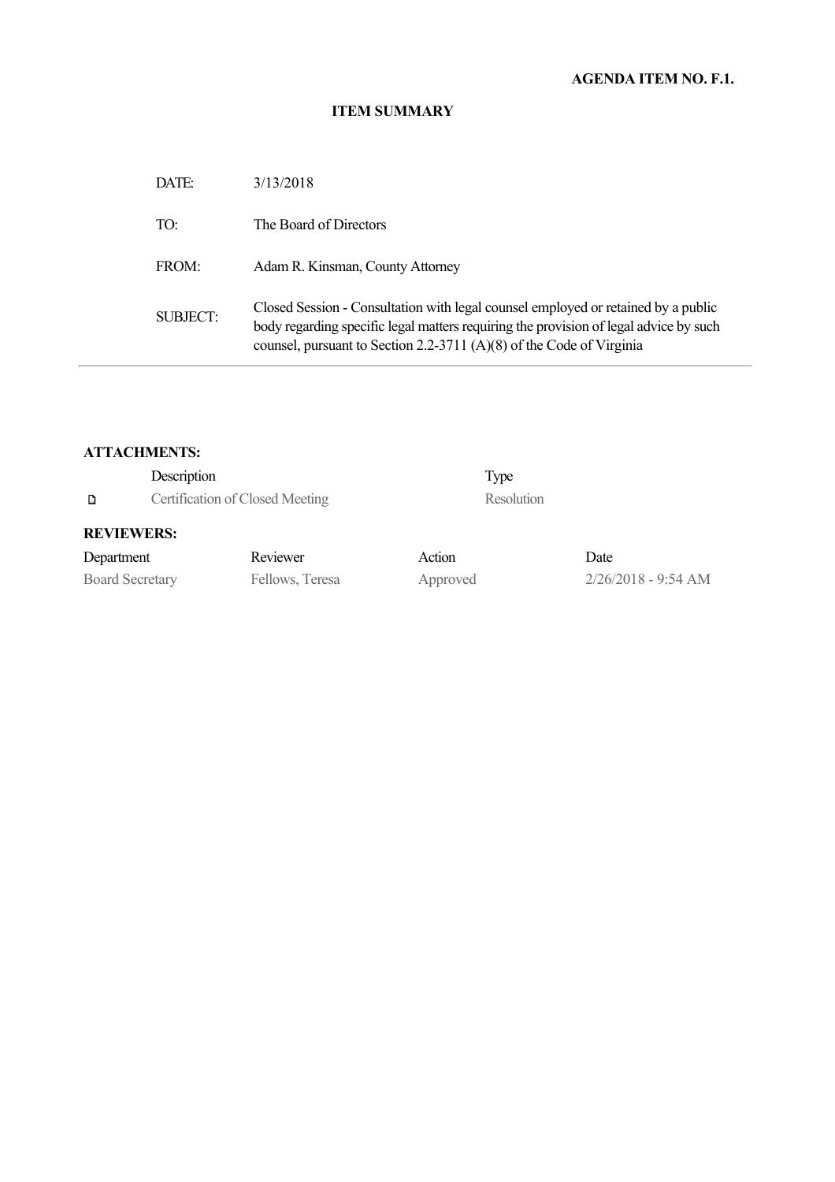**AGENDA ITEM NO. F.1.**

**ITEM SUMMARY**

| | |
|---|---|
| DATE: | 3/13/2018 |
| TO: | The Board of Directors |
| FROM: | Adam R. Kinsman, County Attorney |
| SUBJECT: | Closed Session - Consultation with legal counsel employed or retained by a public body regarding specific legal matters requiring the provision of legal advice by such counsel, pursuant to Section 2.2-3711 (A)(8) of the Code of Virginia |

**ATTACHMENTS:**

| Description | Type |
|---|---|
| Certification of Closed Meeting | Resolution |

**REVIEWERS:**

| Department | Reviewer | Action | Date |
|---|---|---|---|
| Board Secretary | Fellows, Teresa | Approved | 2/26/2018 - 9:54 AM |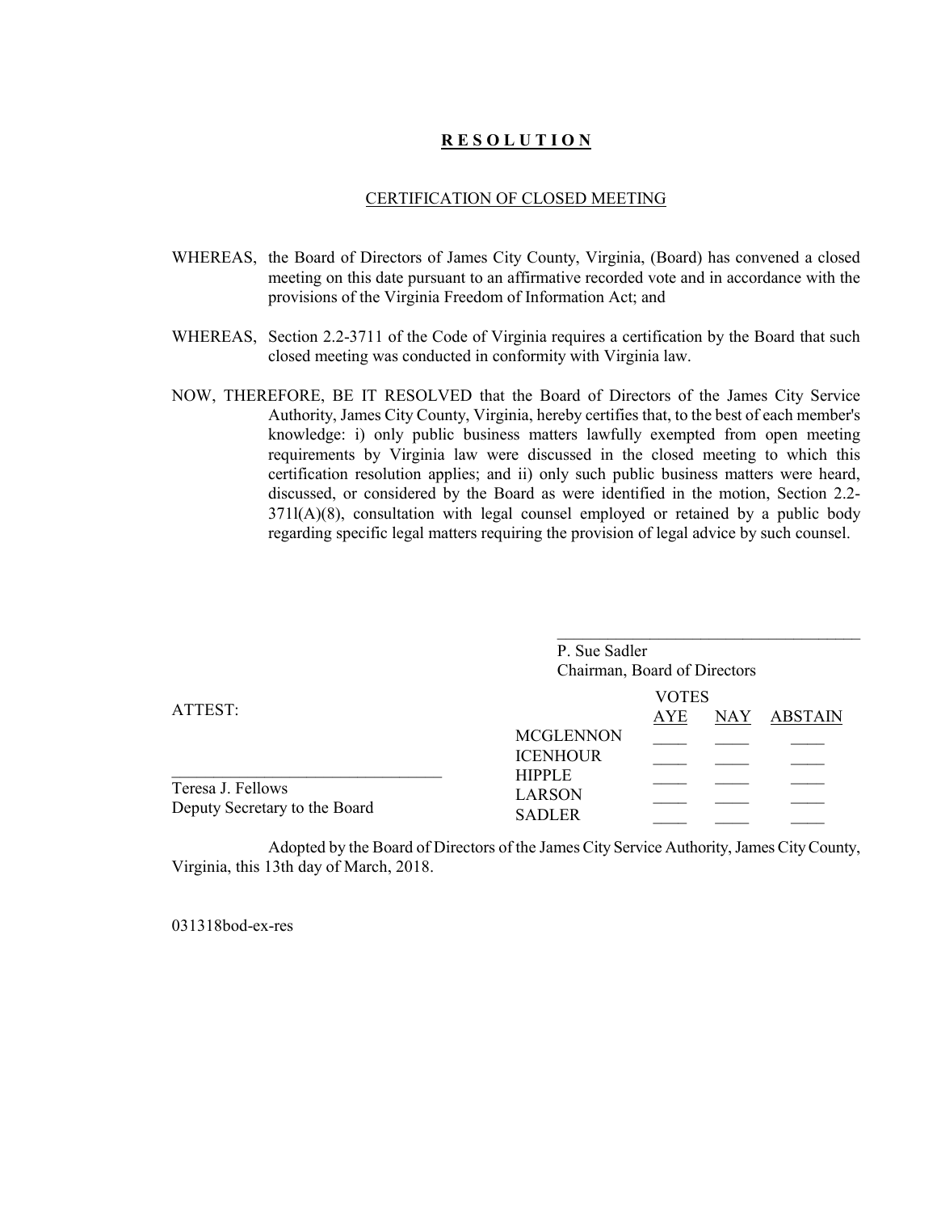# **R E S O L U T I O N**

CERTIFICATION OF CLOSED MEETING

WHEREAS, the Board of Directors of James City County, Virginia, (Board) has convened a closed meeting on this date pursuant to an affirmative recorded vote and in accordance with the provisions of the Virginia Freedom of Information Act; and

WHEREAS, Section 2.2-3711 of the Code of Virginia requires a certification by the Board that such closed meeting was conducted in conformity with Virginia law.

NOW, THEREFORE, BE IT RESOLVED that the Board of Directors of the James City Service Authority, James City County, Virginia, hereby certifies that, to the best of each member's knowledge: i) only public business matters lawfully exempted from open meeting requirements by Virginia law were discussed in the closed meeting to which this certification resolution applies; and ii) only such public business matters were heard, discussed, or considered by the Board as were identified in the motion, Section 2.2-371l(A)(8), consultation with legal counsel employed or retained by a public body regarding specific legal matters requiring the provision of legal advice by such counsel.

\_\_\_\_\_\_\_\_\_\_\_\_\_\_\_\_\_\_\_\_\_\_\_\_\_\_\_\_\_\_\_\_\_\_\_\_
P. Sue Sadler
Chairman, Board of Directors

ATTEST:

\_\_\_\_\_\_\_\_\_\_\_\_\_\_\_\_\_\_\_\_\_\_\_\_\_\_\_\_\_\_\_\_
Teresa J. Fellows
Deputy Secretary to the Board

| | VOTES AYE | NAY | ABSTAIN |
|---|---|---|---|
| MCGLENNON | \_\_\_\_ | \_\_\_\_ | \_\_\_\_ |
| ICENHOUR | \_\_\_\_ | \_\_\_\_ | \_\_\_\_ |
| HIPPLE | \_\_\_\_ | \_\_\_\_ | \_\_\_\_ |
| LARSON | \_\_\_\_ | \_\_\_\_ | \_\_\_\_ |
| SADLER | \_\_\_\_ | \_\_\_\_ | \_\_\_\_ |

Adopted by the Board of Directors of the James City Service Authority, James City County, Virginia, this 13th day of March, 2018.

031318bod-ex-res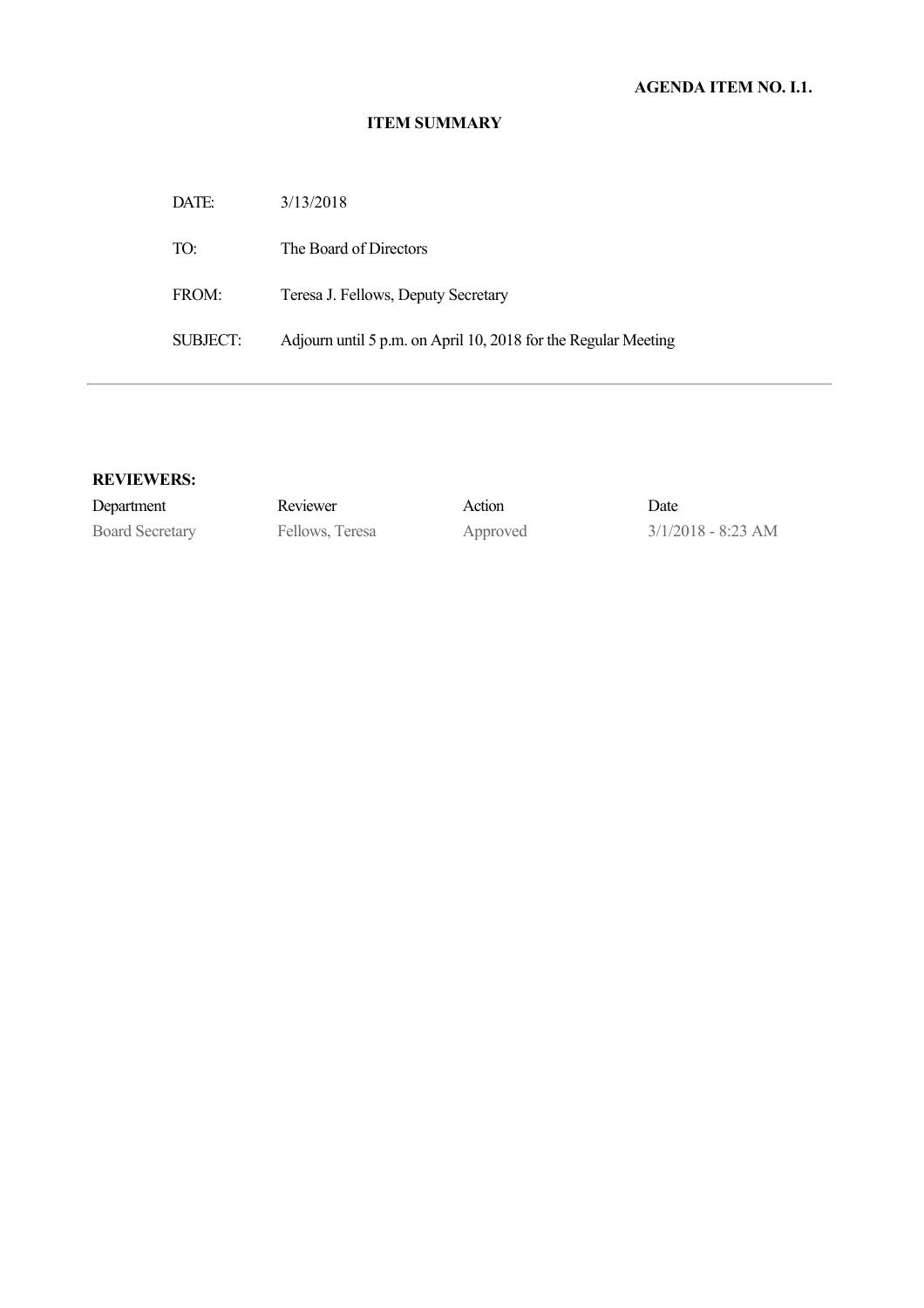**AGENDA ITEM NO. I.1.**

**ITEM SUMMARY**

| | |
|---|---|
| DATE: | 3/13/2018 |
| TO: | The Board of Directors |
| FROM: | Teresa J. Fellows, Deputy Secretary |
| SUBJECT: | Adjourn until 5 p.m. on April 10, 2018 for the Regular Meeting |

---

**REVIEWERS:**

| Department | Reviewer | Action | Date |
|---|---|---|---|
| Board Secretary | Fellows, Teresa | Approved | 3/1/2018 - 8:23 AM |